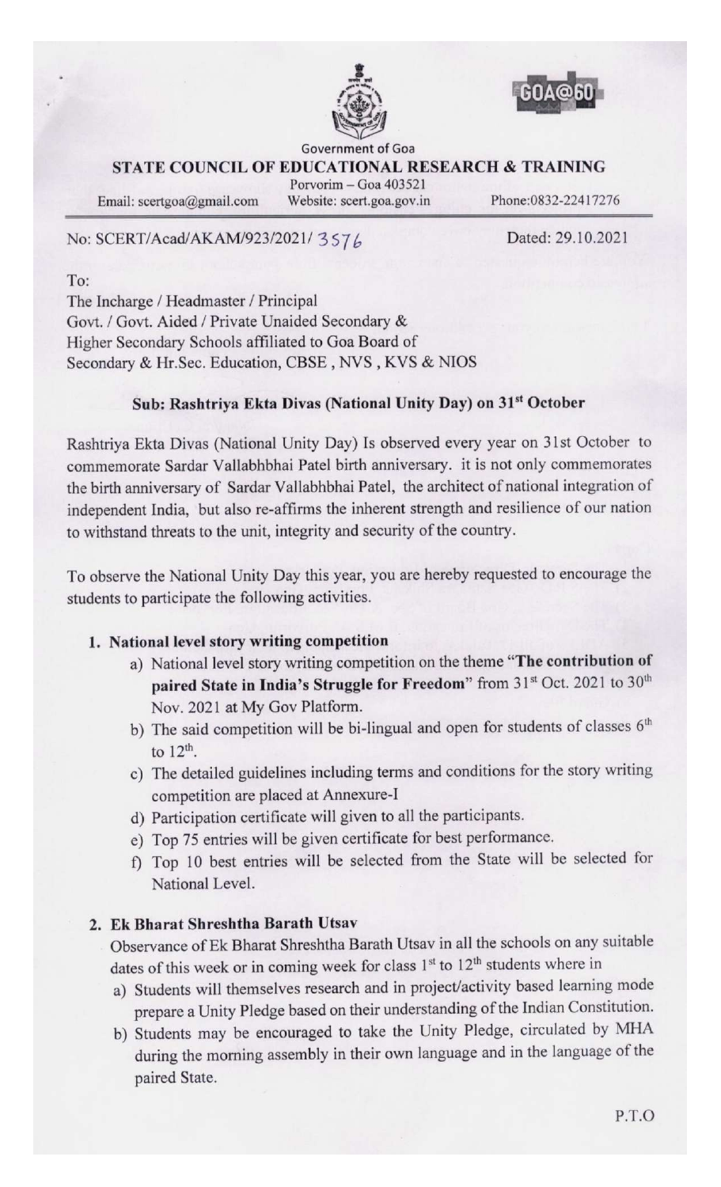Government of Goa

**STATE COUNCIL OF EDUCATIONAL RESEARCH & TRAINING**

Porvorim – Goa 403521

Email: scertgoa@gmail.com Website: scert.goa.gov.in Phone:0832-22417276

No: SCERT/Acad/AKAM/923/2021/ 3576 Dated: 29.10.2021

To:
The Incharge / Headmaster / Principal
Govt. / Govt. Aided / Private Unaided Secondary &
Higher Secondary Schools affiliated to Goa Board of
Secondary & Hr.Sec. Education, CBSE , NVS , KVS & NIOS

**Sub: Rashtriya Ekta Divas (National Unity Day) on 31st October**

Rashtriya Ekta Divas (National Unity Day) Is observed every year on 31st October to commemorate Sardar Vallabhbhai Patel birth anniversary. it is not only commemorates the birth anniversary of Sardar Vallabhbhai Patel, the architect of national integration of independent India, but also re-affirms the inherent strength and resilience of our nation to withstand threats to the unit, integrity and security of the country.

To observe the National Unity Day this year, you are hereby requested to encourage the students to participate the following activities.

1. **National level story writing competition**
   a) National level story writing competition on the theme **"The contribution of paired State in India's Struggle for Freedom"** from 31st Oct. 2021 to 30th Nov. 2021 at My Gov Platform.
   b) The said competition will be bi-lingual and open for students of classes 6th to 12th.
   c) The detailed guidelines including terms and conditions for the story writing competition are placed at Annexure-I
   d) Participation certificate will given to all the participants.
   e) Top 75 entries will be given certificate for best performance.
   f) Top 10 best entries will be selected from the State will be selected for National Level.

2. **Ek Bharat Shreshtha Barath Utsav**
   Observance of Ek Bharat Shreshtha Barath Utsav in all the schools on any suitable dates of this week or in coming week for class 1st to 12th students where in
   a) Students will themselves research and in project/activity based learning mode prepare a Unity Pledge based on their understanding of the Indian Constitution.
   b) Students may be encouraged to take the Unity Pledge, circulated by MHA during the morning assembly in their own language and in the language of the paired State.

P.T.O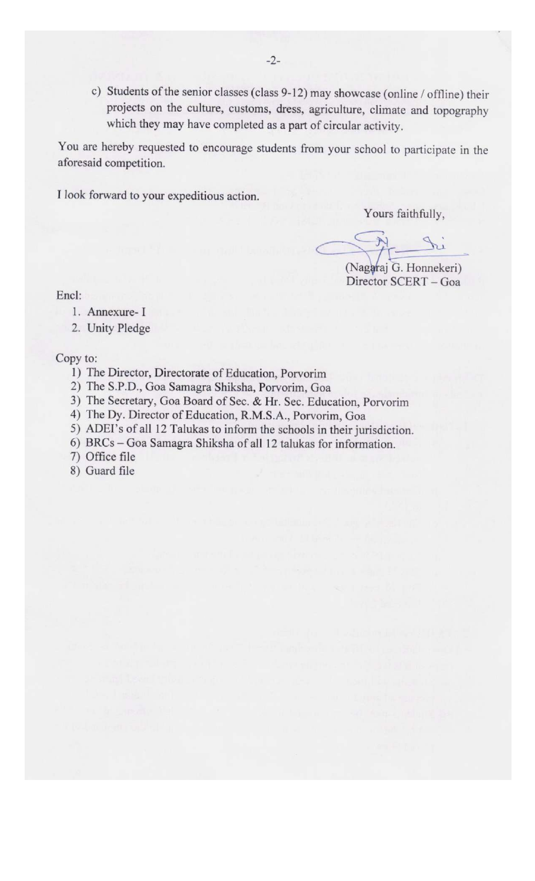c) Students of the senior classes (class 9-12) may showcase (online / offline) their projects on the culture, customs, dress, agriculture, climate and topography which they may have completed as a part of circular activity.

You are hereby requested to encourage students from your school to participate in the aforesaid competition.

I look forward to your expeditious action.

Yours faithfully,

(Nagaraj G. Honnekeri)
Director SCERT – Goa

Encl:

1. Annexure- I
2. Unity Pledge

Copy to:

1) The Director, Directorate of Education, Porvorim
2) The S.P.D., Goa Samagra Shiksha, Porvorim, Goa
3) The Secretary, Goa Board of Sec. & Hr. Sec. Education, Porvorim
4) The Dy. Director of Education, R.M.S.A., Porvorim, Goa
5) ADEI's of all 12 Talukas to inform the schools in their jurisdiction.
6) BRCs – Goa Samagra Shiksha of all 12 talukas for information.
7) Office file
8) Guard file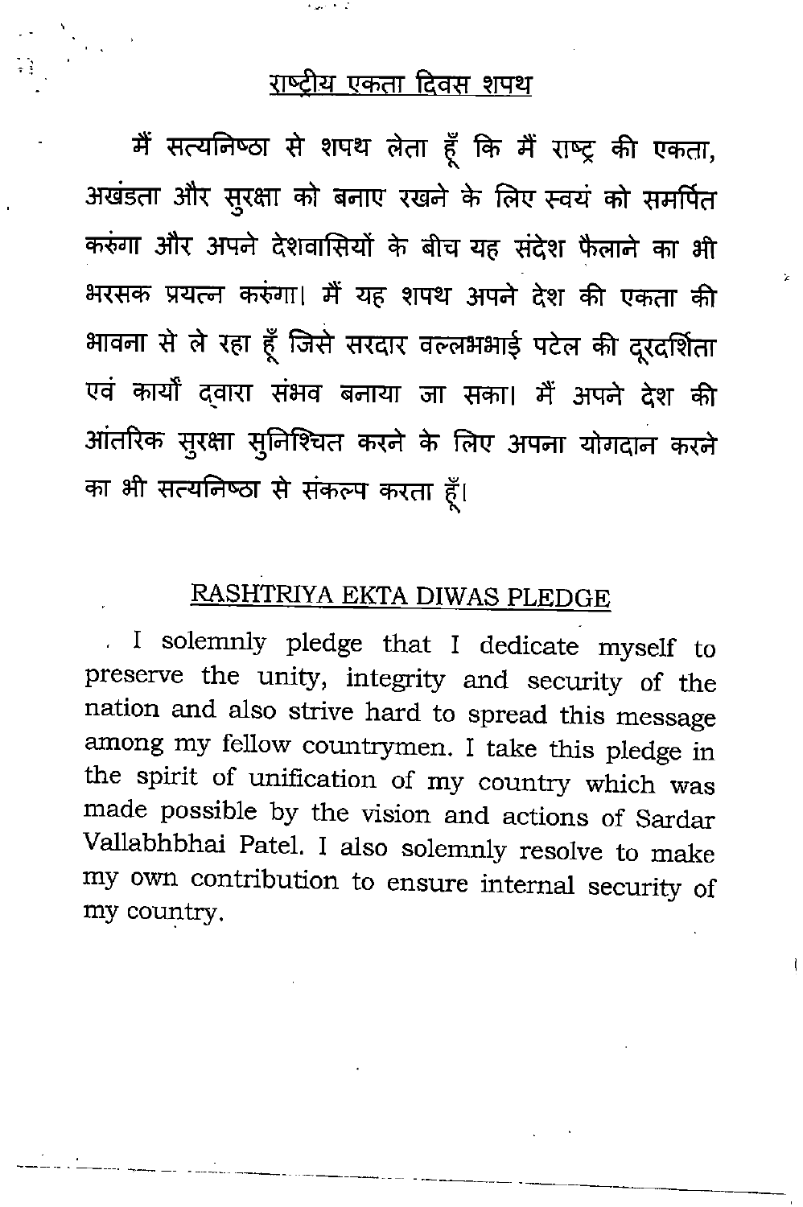## राष्ट्रीय एकता दिवस शपथ

मैं सत्यनिष्ठा से शपथ लेता हूँ कि मैं राष्ट्र की एकता, अखंडता और सुरक्षा को बनाए रखने के लिए स्वयं को समर्पित करूंगा और अपने देशवासियों के बीच यह संदेश फैलाने का भी भरसक प्रयत्न करूंगा। मैं यह शपथ अपने देश की एकता की भावना से ले रहा हूँ जिसे सरदार वल्लभभाई पटेल की दूरदर्शिता एवं कार्यों द्वारा संभव बनाया जा सका। मैं अपने देश की आंतरिक सुरक्षा सुनिश्चित करने के लिए अपना योगदान करने का भी सत्यनिष्ठा से संकल्प करता हूँ।

## RASHTRIYA EKTA DIWAS PLEDGE

I solemnly pledge that I dedicate myself to preserve the unity, integrity and security of the nation and also strive hard to spread this message among my fellow countrymen. I take this pledge in the spirit of unification of my country which was made possible by the vision and actions of Sardar Vallabhbhai Patel. I also solemnly resolve to make my own contribution to ensure internal security of my country.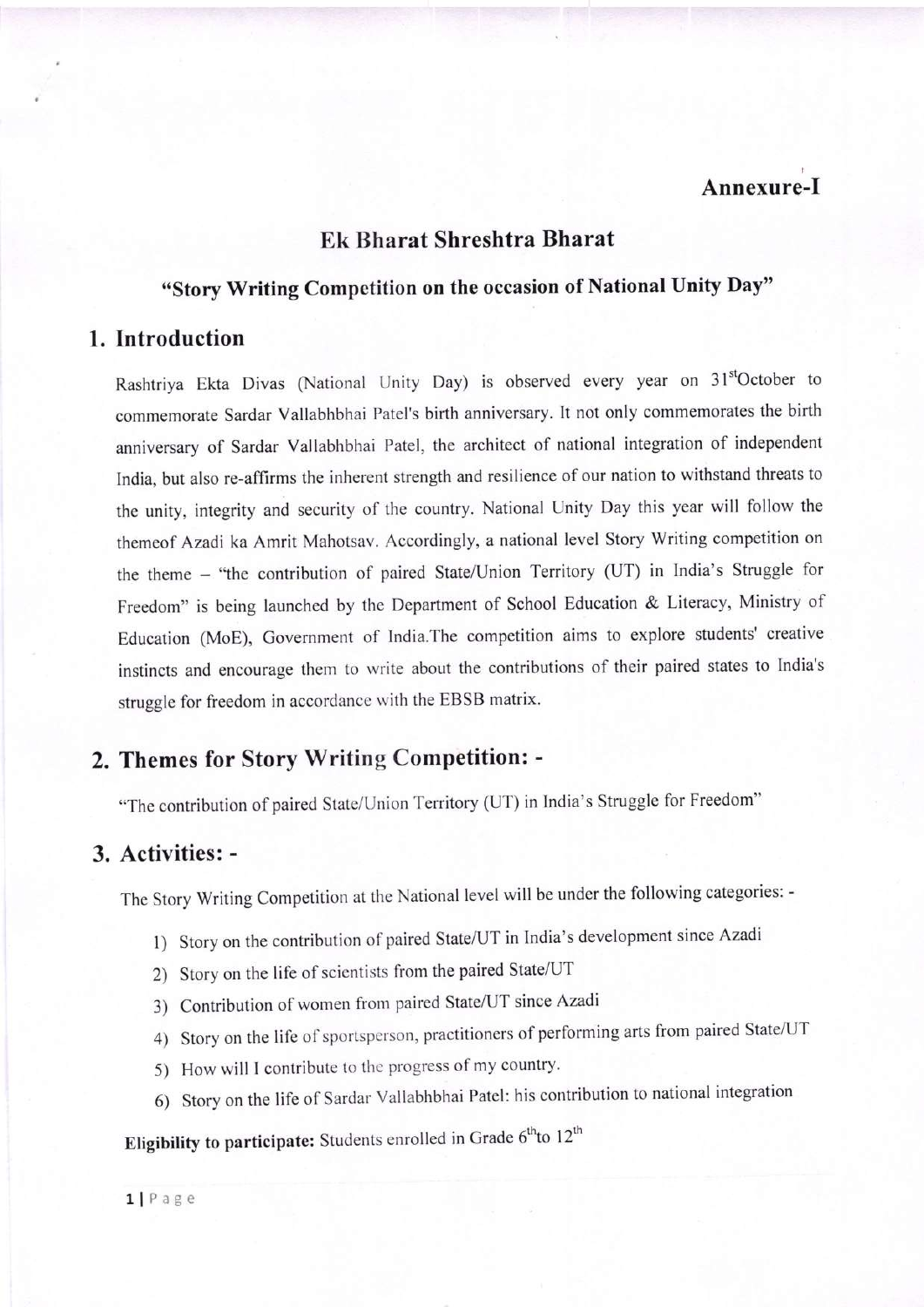Annexure-I

# Ek Bharat Shreshtra Bharat

## "Story Writing Competition on the occasion of National Unity Day"

## 1. Introduction

Rashtriya Ekta Divas (National Unity Day) is observed every year on 31[st] October to commemorate Sardar Vallabhbhai Patel's birth anniversary. It not only commemorates the birth anniversary of Sardar Vallabhbhai Patel, the architect of national integration of independent India, but also re-affirms the inherent strength and resilience of our nation to withstand threats to the unity, integrity and security of the country. National Unity Day this year will follow the themeof Azadi ka Amrit Mahotsav. Accordingly, a national level Story Writing competition on the theme – "the contribution of paired State/Union Territory (UT) in India's Struggle for Freedom" is being launched by the Department of School Education & Literacy, Ministry of Education (MoE), Government of India.The competition aims to explore students' creative instincts and encourage them to write about the contributions of their paired states to India's struggle for freedom in accordance with the EBSB matrix.

## 2. Themes for Story Writing Competition: -

"The contribution of paired State/Union Territory (UT) in India's Struggle for Freedom"

## 3. Activities: -

The Story Writing Competition at the National level will be under the following categories: -

1) Story on the contribution of paired State/UT in India's development since Azadi
2) Story on the life of scientists from the paired State/UT
3) Contribution of women from paired State/UT since Azadi
4) Story on the life of sportsperson, practitioners of performing arts from paired State/UT
5) How will I contribute to the progress of my country.
6) Story on the life of Sardar Vallabhbhai Patel: his contribution to national integration

**Eligibility to participate:** Students enrolled in Grade 6[th]to 12[th]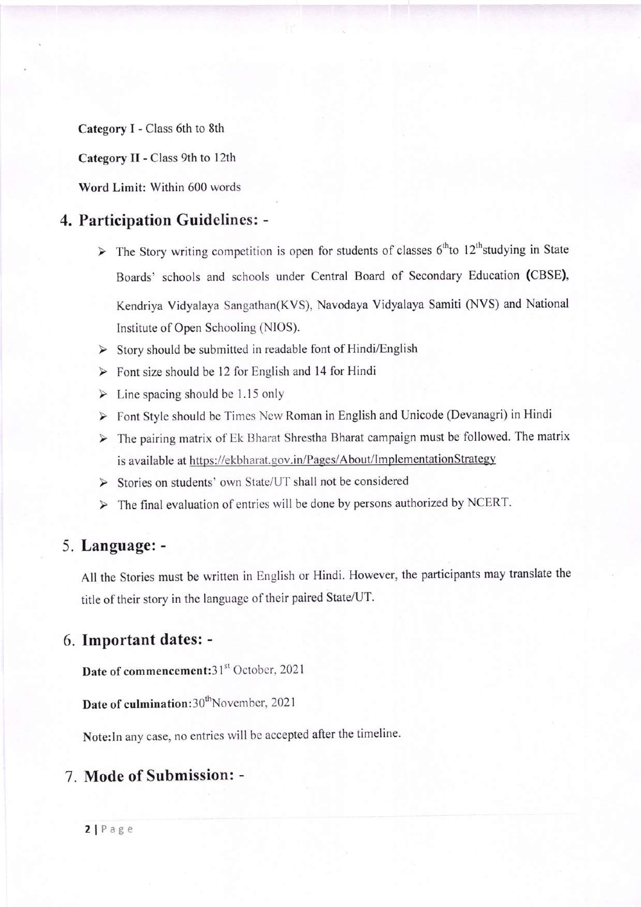**Category I** - Class 6th to 8th

**Category II** - Class 9th to 12th

**Word Limit:** Within 600 words

## 4. Participation Guidelines: -

- The Story writing competition is open for students of classes 6th to 12th studying in State Boards' schools and schools under Central Board of Secondary Education **(**CBSE**)**, Kendriya Vidyalaya Sangathan(KVS), Navodaya Vidyalaya Samiti (NVS) and National Institute of Open Schooling (NIOS).
- Story should be submitted in readable font of Hindi/English
- Font size should be 12 for English and 14 for Hindi
- Line spacing should be 1.15 only
- Font Style should be Times New Roman in English and Unicode (Devanagri) in Hindi
- The pairing matrix of Ek Bharat Shrestha Bharat campaign must be followed. The matrix is available at https://ekbharat.gov.in/Pages/About/ImplementationStrategy
- Stories on students' own State/UT shall not be considered
- The final evaluation of entries will be done by persons authorized by NCERT.

## 5. Language: -

All the Stories must be written in English or Hindi. However, the participants may translate the title of their story in the language of their paired State/UT.

## 6. Important dates: -

**Date of commencement:** 31st October, 2021

**Date of culmination:** 30th November, 2021

**Note:** In any case, no entries will be accepted after the timeline.

## 7. Mode of Submission: -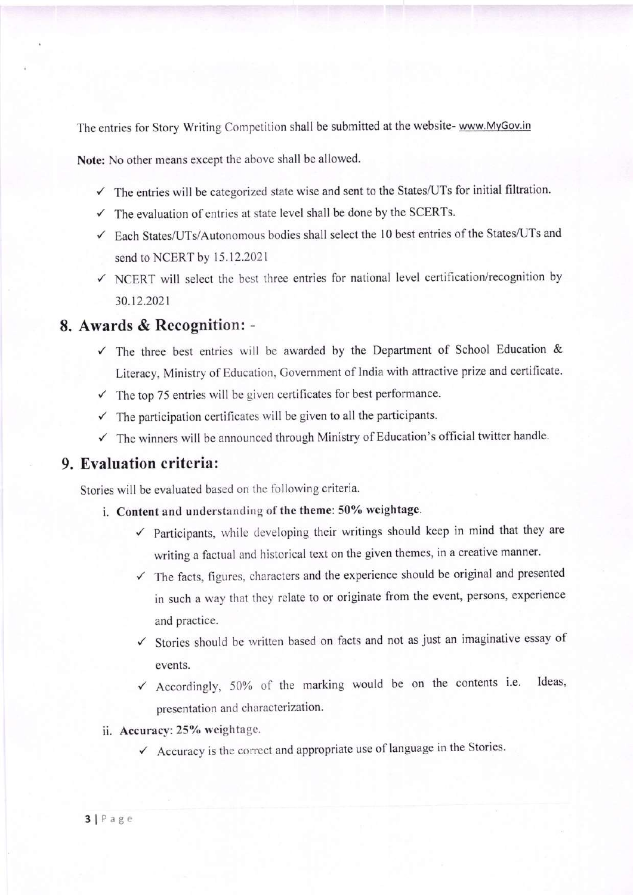The entries for Story Writing Competition shall be submitted at the website- www.MyGov.in

**Note:** No other means except the above shall be allowed.

- ✓ The entries will be categorized state wise and sent to the States/UTs for initial filtration.
- ✓ The evaluation of entries at state level shall be done by the SCERTs.
- ✓ Each States/UTs/Autonomous bodies shall select the 10 best entries of the States/UTs and send to NCERT by 15.12.2021
- ✓ NCERT will select the best three entries for national level certification/recognition by 30.12.2021

## 8. Awards & Recognition: -

- ✓ The three best entries will be awarded by the Department of School Education & Literacy, Ministry of Education, Government of India with attractive prize and certificate.
- ✓ The top 75 entries will be given certificates for best performance.
- ✓ The participation certificates will be given to all the participants.
- ✓ The winners will be announced through Ministry of Education's official twitter handle.

## 9. Evaluation criteria:

Stories will be evaluated based on the following criteria.

i. **Content and understanding of the theme: 50% weightage.**

- ✓ Participants, while developing their writings should keep in mind that they are writing a factual and historical text on the given themes, in a creative manner.
- ✓ The facts, figures, characters and the experience should be original and presented in such a way that they relate to or originate from the event, persons, experience and practice.
- ✓ Stories should be written based on facts and not as just an imaginative essay of events.
- ✓ Accordingly, 50% of the marking would be on the contents i.e. Ideas, presentation and characterization.

ii. **Accuracy: 25% weightage.**

- ✓ Accuracy is the correct and appropriate use of language in the Stories.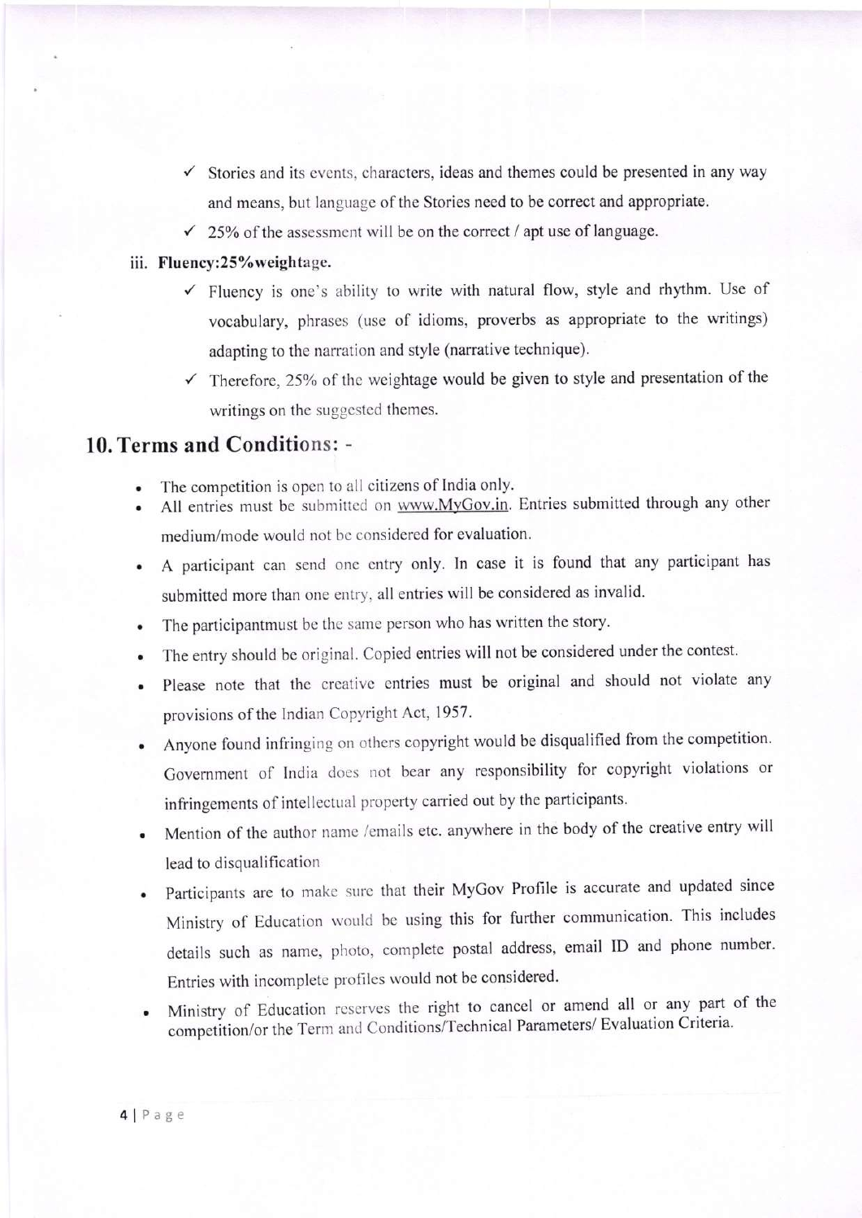- ✓ Stories and its events, characters, ideas and themes could be presented in any way and means, but language of the Stories need to be correct and appropriate.
- ✓ 25% of the assessment will be on the correct / apt use of language.

iii. **Fluency:25%weightage.**

- ✓ Fluency is one's ability to write with natural flow, style and rhythm. Use of vocabulary, phrases (use of idioms, proverbs as appropriate to the writings) adapting to the narration and style (narrative technique).
- ✓ Therefore, 25% of the weightage would be given to style and presentation of the writings on the suggested themes.

## 10. Terms and Conditions: -

- The competition is open to all citizens of India only.
- All entries must be submitted on www.MyGov.in. Entries submitted through any other medium/mode would not be considered for evaluation.
- A participant can send one entry only. In case it is found that any participant has submitted more than one entry, all entries will be considered as invalid.
- The participantmust be the same person who has written the story.
- The entry should be original. Copied entries will not be considered under the contest.
- Please note that the creative entries must be original and should not violate any provisions of the Indian Copyright Act, 1957.
- Anyone found infringing on others copyright would be disqualified from the competition. Government of India does not bear any responsibility for copyright violations or infringements of intellectual property carried out by the participants.
- Mention of the author name /emails etc. anywhere in the body of the creative entry will lead to disqualification
- Participants are to make sure that their MyGov Profile is accurate and updated since Ministry of Education would be using this for further communication. This includes details such as name, photo, complete postal address, email ID and phone number. Entries with incomplete profiles would not be considered.
- Ministry of Education reserves the right to cancel or amend all or any part of the competition/or the Term and Conditions/Technical Parameters/ Evaluation Criteria.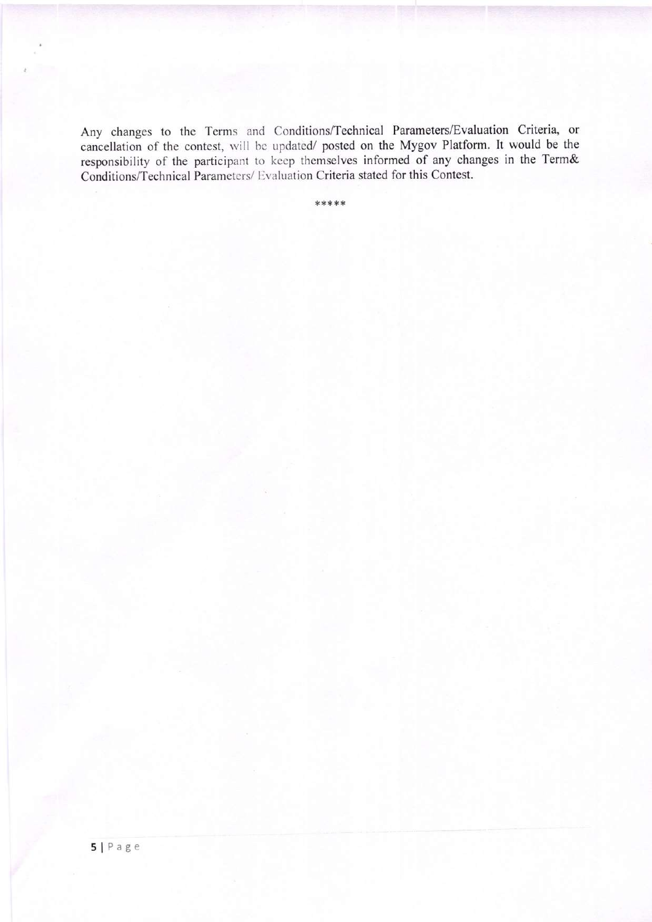Any changes to the Terms and Conditions/Technical Parameters/Evaluation Criteria, or cancellation of the contest, will be updated/ posted on the Mygov Platform. It would be the responsibility of the participant to keep themselves informed of any changes in the Term& Conditions/Technical Parameters/ Evaluation Criteria stated for this Contest.

*****